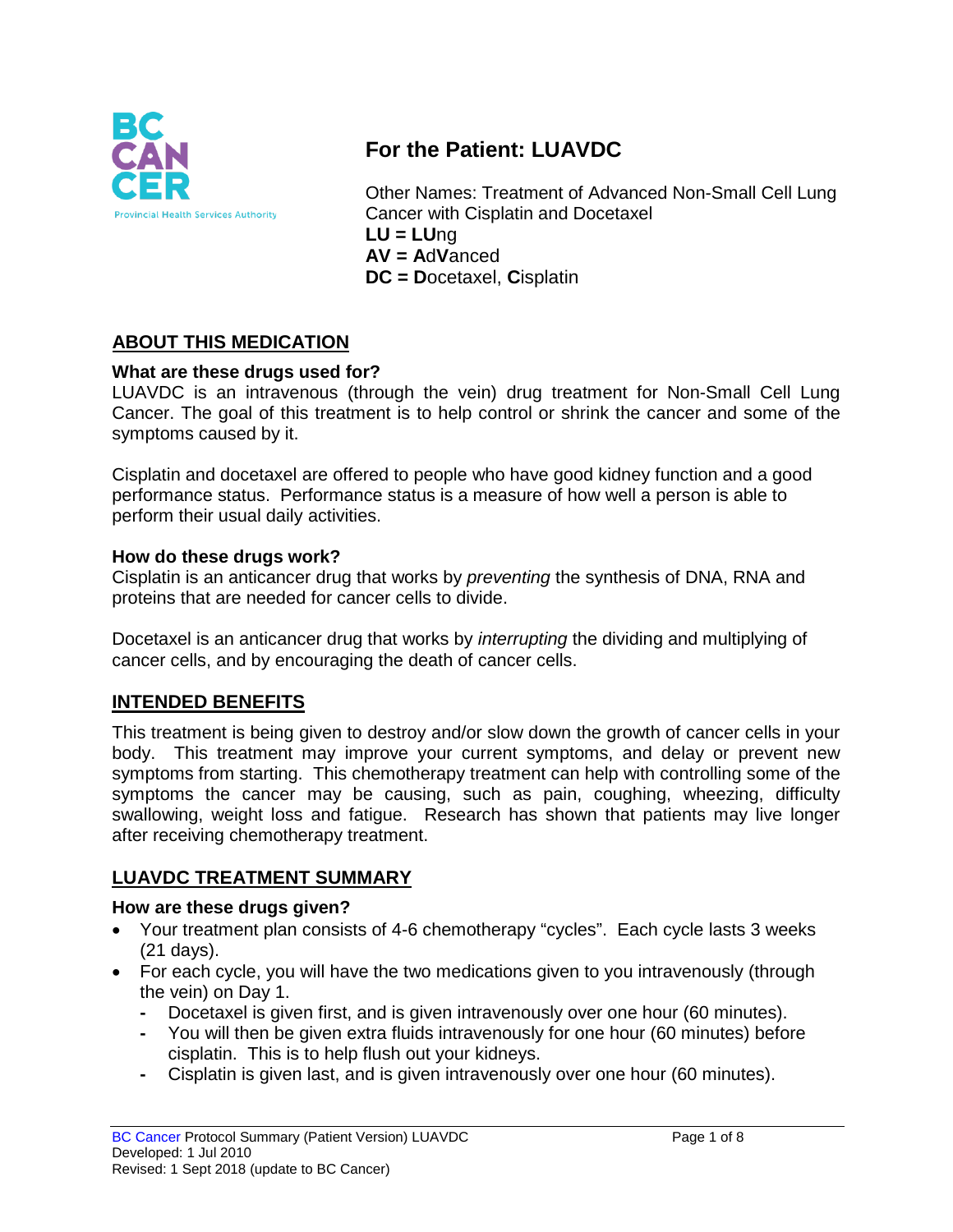# For the Patient: LUAVDC

Other Names: Treatment of Advanced Non-Small Cell Lung Cancer with Cisplatin and Docetaxel

**LU = LU**ng
**AV = A**d**V**anced
**DC = D**ocetaxel, **C**isplatin

## ABOUT THIS MEDICATION

### What are these drugs used for?

LUAVDC is an intravenous (through the vein) drug treatment for Non-Small Cell Lung Cancer. The goal of this treatment is to help control or shrink the cancer and some of the symptoms caused by it.

Cisplatin and docetaxel are offered to people who have good kidney function and a good performance status. Performance status is a measure of how well a person is able to perform their usual daily activities.

### How do these drugs work?

Cisplatin is an anticancer drug that works by *preventing* the synthesis of DNA, RNA and proteins that are needed for cancer cells to divide.

Docetaxel is an anticancer drug that works by *interrupting* the dividing and multiplying of cancer cells, and by encouraging the death of cancer cells.

## INTENDED BENEFITS

This treatment is being given to destroy and/or slow down the growth of cancer cells in your body. This treatment may improve your current symptoms, and delay or prevent new symptoms from starting. This chemotherapy treatment can help with controlling some of the symptoms the cancer may be causing, such as pain, coughing, wheezing, difficulty swallowing, weight loss and fatigue. Research has shown that patients may live longer after receiving chemotherapy treatment.

## LUAVDC TREATMENT SUMMARY

### How are these drugs given?

- Your treatment plan consists of 4-6 chemotherapy "cycles". Each cycle lasts 3 weeks (21 days).
- For each cycle, you will have the two medications given to you intravenously (through the vein) on Day 1.
  - Docetaxel is given first, and is given intravenously over one hour (60 minutes).
  - You will then be given extra fluids intravenously for one hour (60 minutes) before cisplatin. This is to help flush out your kidneys.
  - Cisplatin is given last, and is given intravenously over one hour (60 minutes).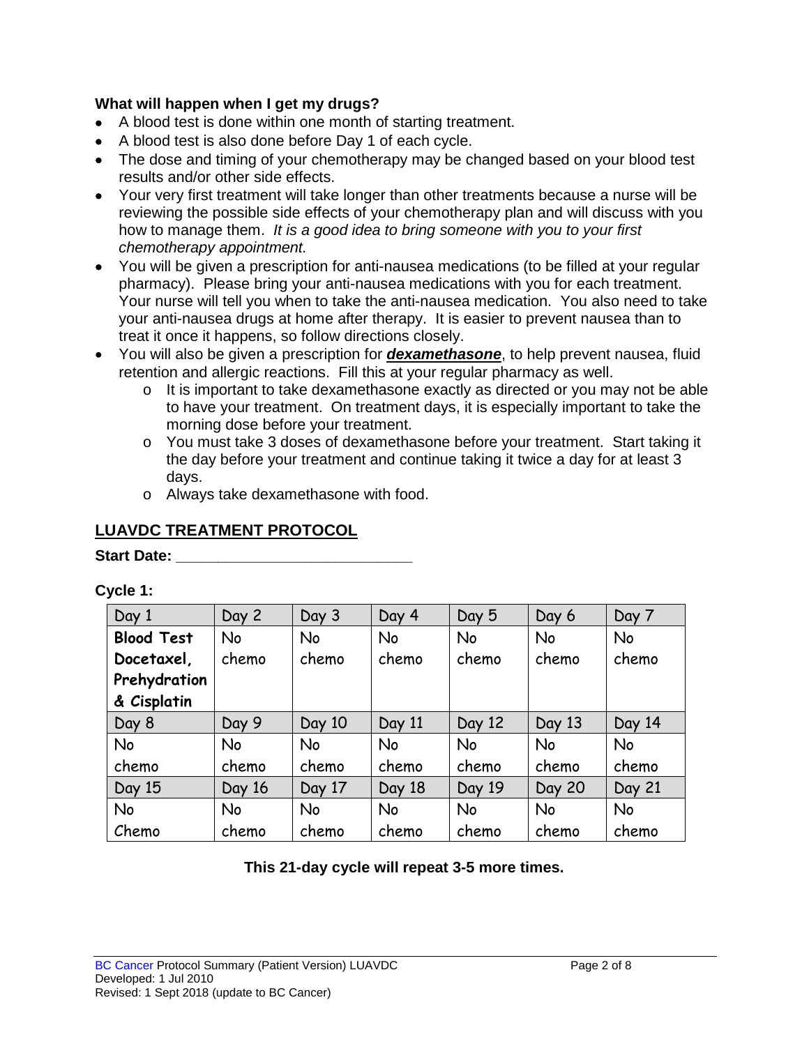### What will happen when I get my drugs?

- A blood test is done within one month of starting treatment.
- A blood test is also done before Day 1 of each cycle.
- The dose and timing of your chemotherapy may be changed based on your blood test results and/or other side effects.
- Your very first treatment will take longer than other treatments because a nurse will be reviewing the possible side effects of your chemotherapy plan and will discuss with you how to manage them. *It is a good idea to bring someone with you to your first chemotherapy appointment.*
- You will be given a prescription for anti-nausea medications (to be filled at your regular pharmacy). Please bring your anti-nausea medications with you for each treatment. Your nurse will tell you when to take the anti-nausea medication. You also need to take your anti-nausea drugs at home after therapy. It is easier to prevent nausea than to treat it once it happens, so follow directions closely.
- You will also be given a prescription for ***dexamethasone***, to help prevent nausea, fluid retention and allergic reactions. Fill this at your regular pharmacy as well.
  - It is important to take dexamethasone exactly as directed or you may not be able to have your treatment. On treatment days, it is especially important to take the morning dose before your treatment.
  - You must take 3 doses of dexamethasone before your treatment. Start taking it the day before your treatment and continue taking it twice a day for at least 3 days.
  - Always take dexamethasone with food.

## LUAVDC TREATMENT PROTOCOL

**Start Date: ___________________________**

**Cycle 1:**

| Day 1 | Day 2 | Day 3 | Day 4 | Day 5 | Day 6 | Day 7 |
|---|---|---|---|---|---|---|
| **Blood Test Docetaxel, Prehydration & Cisplatin** | No chemo | No chemo | No chemo | No chemo | No chemo | No chemo |
| Day 8 | Day 9 | Day 10 | Day 11 | Day 12 | Day 13 | Day 14 |
| No chemo | No chemo | No chemo | No chemo | No chemo | No chemo | No chemo |
| Day 15 | Day 16 | Day 17 | Day 18 | Day 19 | Day 20 | Day 21 |
| No Chemo | No chemo | No chemo | No chemo | No chemo | No chemo | No chemo |

**This 21-day cycle will repeat 3-5 more times.**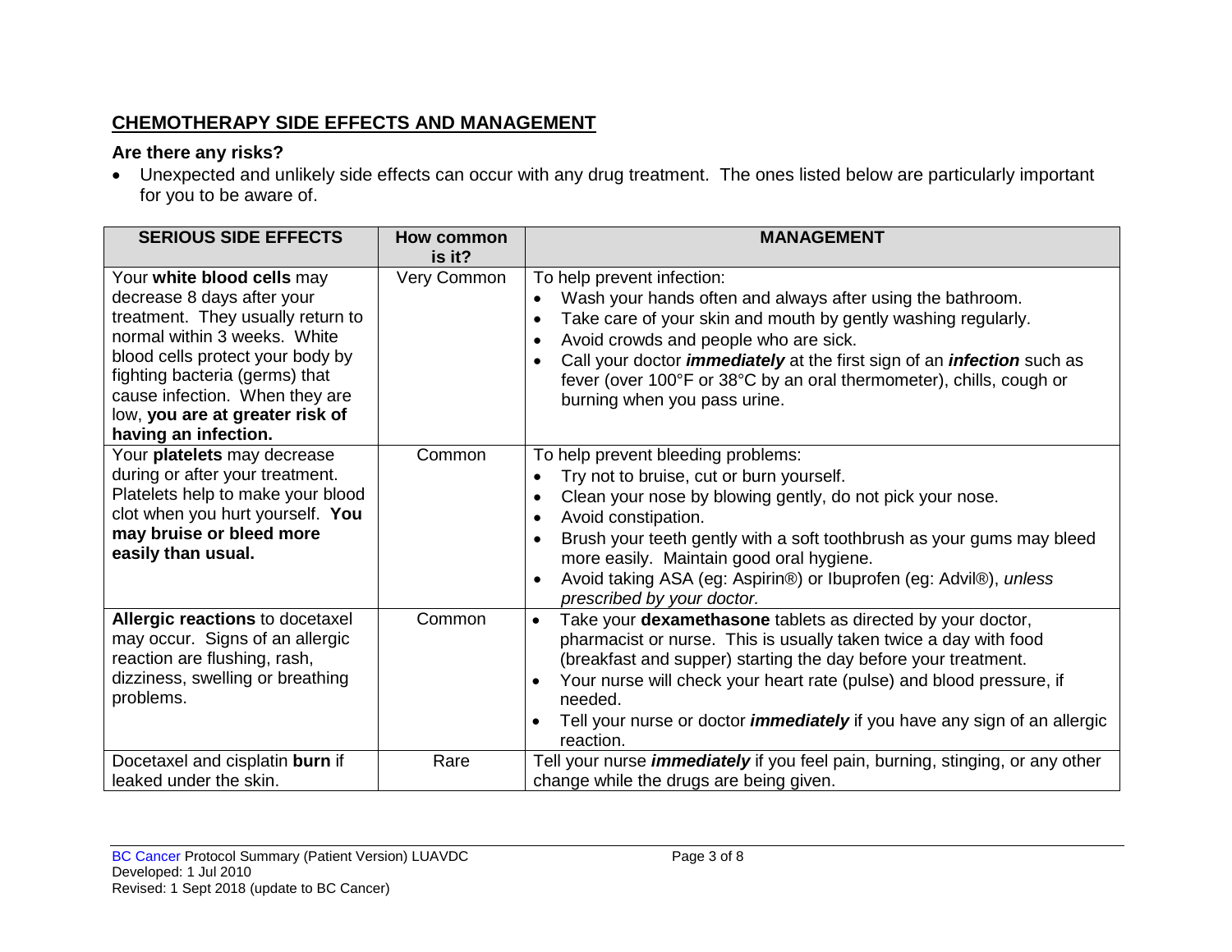## CHEMOTHERAPY SIDE EFFECTS AND MANAGEMENT

### Are there any risks?

- Unexpected and unlikely side effects can occur with any drug treatment. The ones listed below are particularly important for you to be aware of.

| SERIOUS SIDE EFFECTS | How common is it? | MANAGEMENT |
|---|---|---|
| Your **white blood cells** may decrease 8 days after your treatment. They usually return to normal within 3 weeks. White blood cells protect your body by fighting bacteria (germs) that cause infection. When they are low, **you are at greater risk of having an infection.** | Very Common | To help prevent infection:<br>• Wash your hands often and always after using the bathroom.<br>• Take care of your skin and mouth by gently washing regularly.<br>• Avoid crowds and people who are sick.<br>• Call your doctor ***immediately*** at the first sign of an ***infection*** such as fever (over 100°F or 38°C by an oral thermometer), chills, cough or burning when you pass urine. |
| Your **platelets** may decrease during or after your treatment. Platelets help to make your blood clot when you hurt yourself. **You may bruise or bleed more easily than usual.** | Common | To help prevent bleeding problems:<br>• Try not to bruise, cut or burn yourself.<br>• Clean your nose by blowing gently, do not pick your nose.<br>• Avoid constipation.<br>• Brush your teeth gently with a soft toothbrush as your gums may bleed more easily. Maintain good oral hygiene.<br>• Avoid taking ASA (eg: Aspirin®) or Ibuprofen (eg: Advil®), *unless prescribed by your doctor.* |
| **Allergic reactions** to docetaxel may occur. Signs of an allergic reaction are flushing, rash, dizziness, swelling or breathing problems. | Common | • Take your **dexamethasone** tablets as directed by your doctor, pharmacist or nurse. This is usually taken twice a day with food (breakfast and supper) starting the day before your treatment.<br>• Your nurse will check your heart rate (pulse) and blood pressure, if needed.<br>• Tell your nurse or doctor ***immediately*** if you have any sign of an allergic reaction. |
| Docetaxel and cisplatin **burn** if leaked under the skin. | Rare | Tell your nurse ***immediately*** if you feel pain, burning, stinging, or any other change while the drugs are being given. |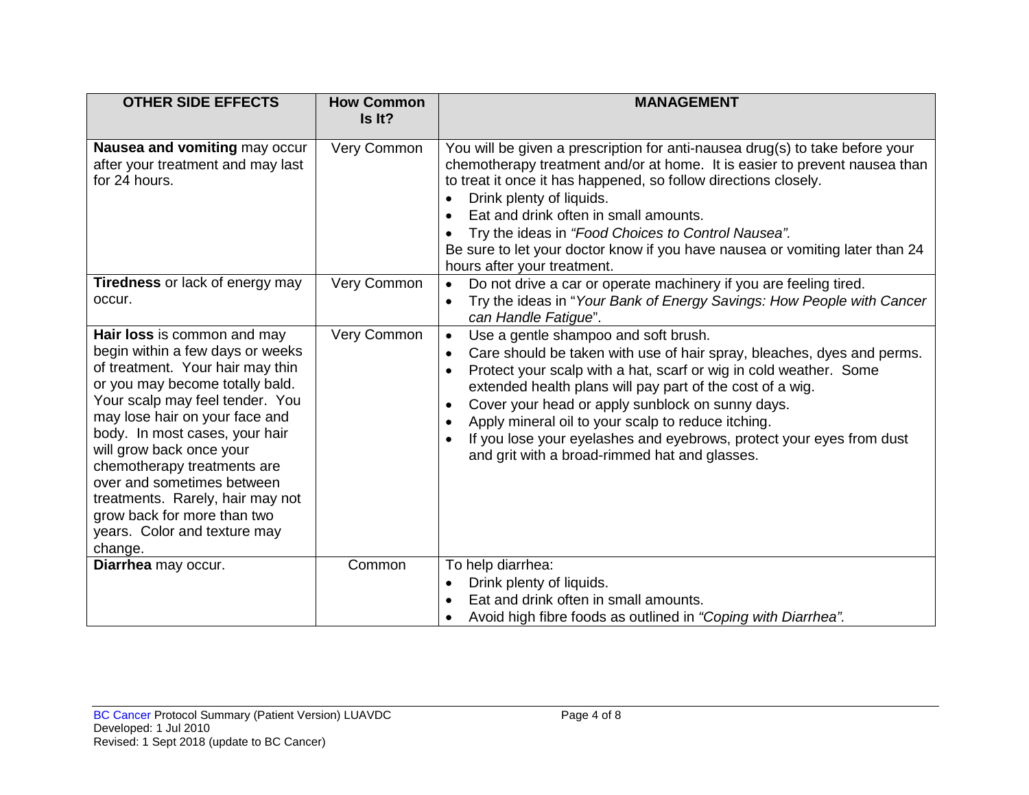| OTHER SIDE EFFECTS | How Common Is It? | MANAGEMENT |
|---|---|---|
| **Nausea and vomiting** may occur after your treatment and may last for 24 hours. | Very Common | You will be given a prescription for anti-nausea drug(s) to take before your chemotherapy treatment and/or at home. It is easier to prevent nausea than to treat it once it has happened, so follow directions closely.<br>• Drink plenty of liquids.<br>• Eat and drink often in small amounts.<br>• Try the ideas in *"Food Choices to Control Nausea".*<br>Be sure to let your doctor know if you have nausea or vomiting later than 24 hours after your treatment. |
| **Tiredness** or lack of energy may occur. | Very Common | • Do not drive a car or operate machinery if you are feeling tired.<br>• Try the ideas in "*Your Bank of Energy Savings: How People with Cancer can Handle Fatigue*". |
| **Hair loss** is common and may begin within a few days or weeks of treatment. Your hair may thin or you may become totally bald. Your scalp may feel tender. You may lose hair on your face and body. In most cases, your hair will grow back once your chemotherapy treatments are over and sometimes between treatments. Rarely, hair may not grow back for more than two years. Color and texture may change. | Very Common | • Use a gentle shampoo and soft brush.<br>• Care should be taken with use of hair spray, bleaches, dyes and perms.<br>• Protect your scalp with a hat, scarf or wig in cold weather. Some extended health plans will pay part of the cost of a wig.<br>• Cover your head or apply sunblock on sunny days.<br>• Apply mineral oil to your scalp to reduce itching.<br>• If you lose your eyelashes and eyebrows, protect your eyes from dust and grit with a broad-rimmed hat and glasses. |
| **Diarrhea** may occur. | Common | To help diarrhea:<br>• Drink plenty of liquids.<br>• Eat and drink often in small amounts.<br>• Avoid high fibre foods as outlined in *"Coping with Diarrhea".* |

BC Cancer Protocol Summary (Patient Version) LUAVDC
Developed: 1 Jul 2010
Revised: 1 Sept 2018 (update to BC Cancer)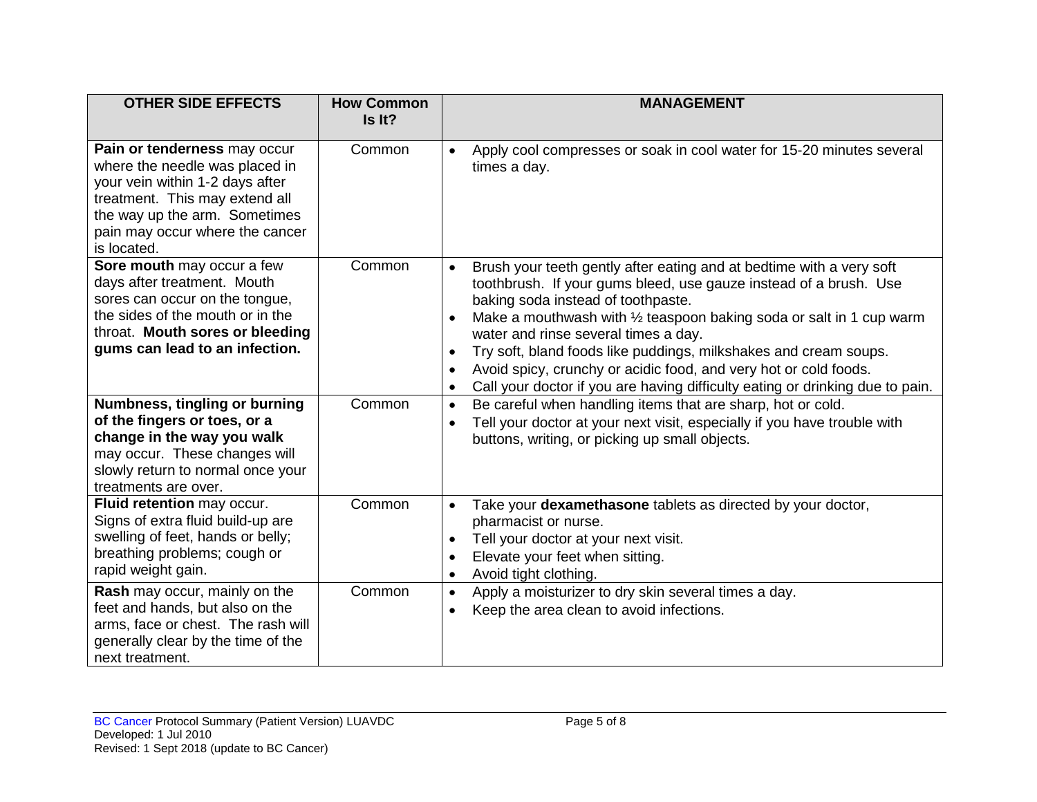| OTHER SIDE EFFECTS | How Common Is It? | MANAGEMENT |
|---|---|---|
| **Pain or tenderness** may occur where the needle was placed in your vein within 1-2 days after treatment. This may extend all the way up the arm. Sometimes pain may occur where the cancer is located. | Common | • Apply cool compresses or soak in cool water for 15-20 minutes several times a day. |
| **Sore mouth** may occur a few days after treatment. Mouth sores can occur on the tongue, the sides of the mouth or in the throat. **Mouth sores or bleeding gums can lead to an infection.** | Common | • Brush your teeth gently after eating and at bedtime with a very soft toothbrush. If your gums bleed, use gauze instead of a brush. Use baking soda instead of toothpaste.<br>• Make a mouthwash with ½ teaspoon baking soda or salt in 1 cup warm water and rinse several times a day.<br>• Try soft, bland foods like puddings, milkshakes and cream soups.<br>• Avoid spicy, crunchy or acidic food, and very hot or cold foods.<br>• Call your doctor if you are having difficulty eating or drinking due to pain. |
| **Numbness, tingling or burning of the fingers or toes, or a change in the way you walk** may occur. These changes will slowly return to normal once your treatments are over. | Common | • Be careful when handling items that are sharp, hot or cold.<br>• Tell your doctor at your next visit, especially if you have trouble with buttons, writing, or picking up small objects. |
| **Fluid retention** may occur. Signs of extra fluid build-up are swelling of feet, hands or belly; breathing problems; cough or rapid weight gain. | Common | • Take your **dexamethasone** tablets as directed by your doctor, pharmacist or nurse.<br>• Tell your doctor at your next visit.<br>• Elevate your feet when sitting.<br>• Avoid tight clothing. |
| **Rash** may occur, mainly on the feet and hands, but also on the arms, face or chest. The rash will generally clear by the time of the next treatment. | Common | • Apply a moisturizer to dry skin several times a day.<br>• Keep the area clean to avoid infections. |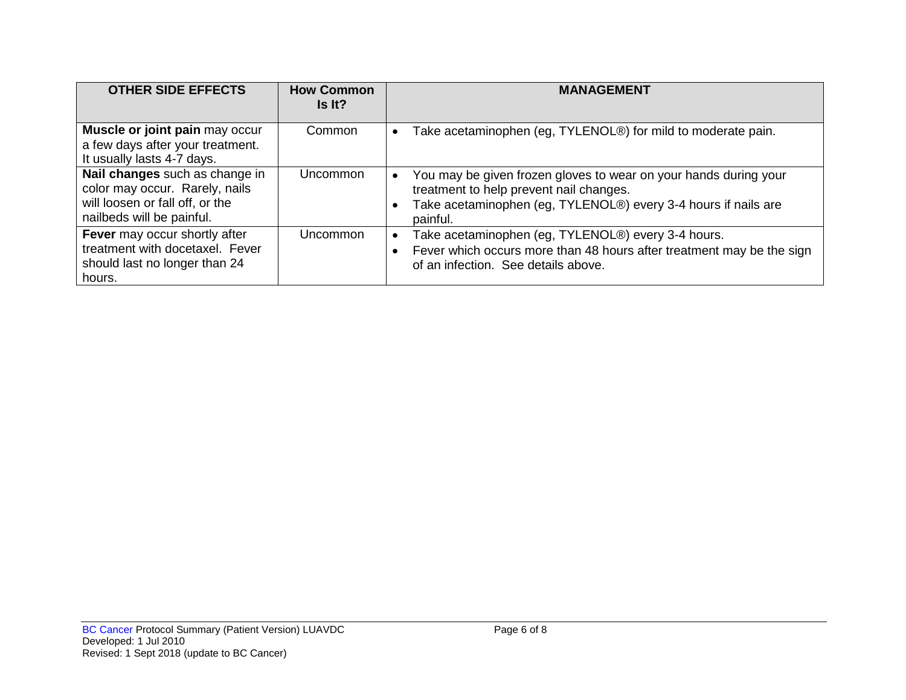| OTHER SIDE EFFECTS | How Common Is It? | MANAGEMENT |
|---|---|---|
| **Muscle or joint pain** may occur a few days after your treatment. It usually lasts 4-7 days. | Common | • Take acetaminophen (eg, TYLENOL®) for mild to moderate pain. |
| **Nail changes** such as change in color may occur. Rarely, nails will loosen or fall off, or the nailbeds will be painful. | Uncommon | • You may be given frozen gloves to wear on your hands during your treatment to help prevent nail changes.<br>• Take acetaminophen (eg, TYLENOL®) every 3-4 hours if nails are painful. |
| **Fever** may occur shortly after treatment with docetaxel. Fever should last no longer than 24 hours. | Uncommon | • Take acetaminophen (eg, TYLENOL®) every 3-4 hours.<br>• Fever which occurs more than 48 hours after treatment may be the sign of an infection. See details above. |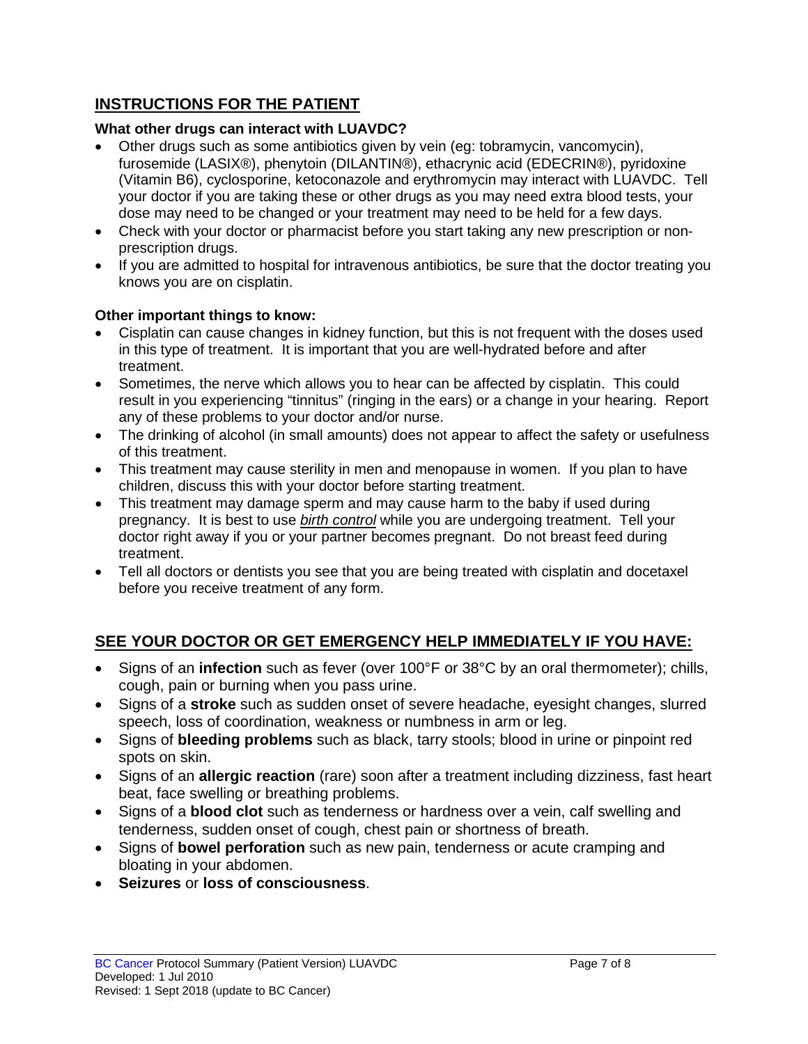## INSTRUCTIONS FOR THE PATIENT

### What other drugs can interact with LUAVDC?

- Other drugs such as some antibiotics given by vein (eg: tobramycin, vancomycin), furosemide (LASIX®), phenytoin (DILANTIN®), ethacrynic acid (EDECRIN®), pyridoxine (Vitamin B6), cyclosporine, ketoconazole and erythromycin may interact with LUAVDC. Tell your doctor if you are taking these or other drugs as you may need extra blood tests, your dose may need to be changed or your treatment may need to be held for a few days.
- Check with your doctor or pharmacist before you start taking any new prescription or non-prescription drugs.
- If you are admitted to hospital for intravenous antibiotics, be sure that the doctor treating you knows you are on cisplatin.

### Other important things to know:

- Cisplatin can cause changes in kidney function, but this is not frequent with the doses used in this type of treatment. It is important that you are well-hydrated before and after treatment.
- Sometimes, the nerve which allows you to hear can be affected by cisplatin. This could result in you experiencing "tinnitus" (ringing in the ears) or a change in your hearing. Report any of these problems to your doctor and/or nurse.
- The drinking of alcohol (in small amounts) does not appear to affect the safety or usefulness of this treatment.
- This treatment may cause sterility in men and menopause in women. If you plan to have children, discuss this with your doctor before starting treatment.
- This treatment may damage sperm and may cause harm to the baby if used during pregnancy. It is best to use ***birth control*** while you are undergoing treatment. Tell your doctor right away if you or your partner becomes pregnant. Do not breast feed during treatment.
- Tell all doctors or dentists you see that you are being treated with cisplatin and docetaxel before you receive treatment of any form.

## SEE YOUR DOCTOR OR GET EMERGENCY HELP IMMEDIATELY IF YOU HAVE:

- Signs of an **infection** such as fever (over 100°F or 38°C by an oral thermometer); chills, cough, pain or burning when you pass urine.
- Signs of a **stroke** such as sudden onset of severe headache, eyesight changes, slurred speech, loss of coordination, weakness or numbness in arm or leg.
- Signs of **bleeding problems** such as black, tarry stools; blood in urine or pinpoint red spots on skin.
- Signs of an **allergic reaction** (rare) soon after a treatment including dizziness, fast heart beat, face swelling or breathing problems.
- Signs of a **blood clot** such as tenderness or hardness over a vein, calf swelling and tenderness, sudden onset of cough, chest pain or shortness of breath.
- Signs of **bowel perforation** such as new pain, tenderness or acute cramping and bloating in your abdomen.
- **Seizures** or **loss of consciousness**.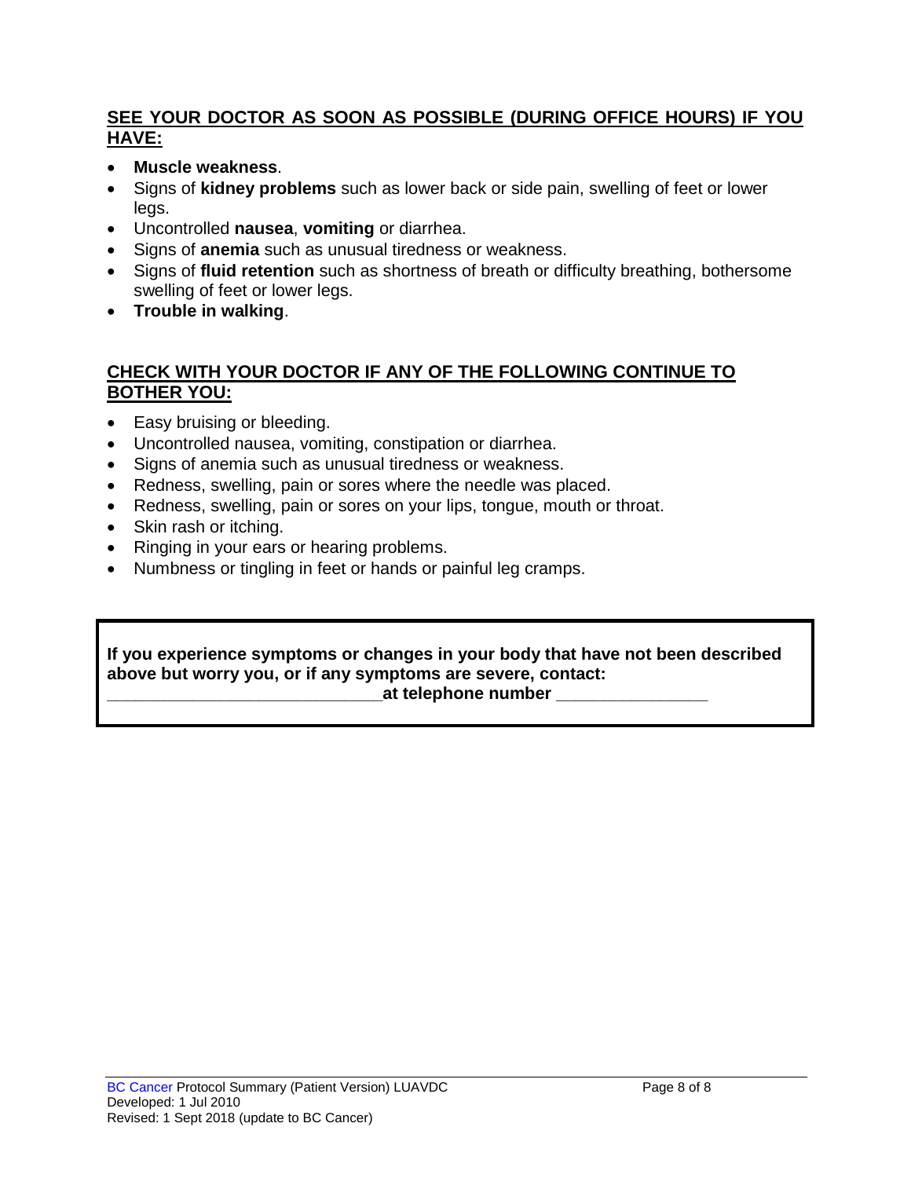**<u>SEE YOUR DOCTOR AS SOON AS POSSIBLE (DURING OFFICE HOURS) IF YOU HAVE:</u>**

- **Muscle weakness**.
- Signs of **kidney problems** such as lower back or side pain, swelling of feet or lower legs.
- Uncontrolled **nausea**, **vomiting** or diarrhea.
- Signs of **anemia** such as unusual tiredness or weakness.
- Signs of **fluid retention** such as shortness of breath or difficulty breathing, bothersome swelling of feet or lower legs.
- **Trouble in walking**.

**<u>CHECK WITH YOUR DOCTOR IF ANY OF THE FOLLOWING CONTINUE TO BOTHER YOU:</u>**

- Easy bruising or bleeding.
- Uncontrolled nausea, vomiting, constipation or diarrhea.
- Signs of anemia such as unusual tiredness or weakness.
- Redness, swelling, pain or sores where the needle was placed.
- Redness, swelling, pain or sores on your lips, tongue, mouth or throat.
- Skin rash or itching.
- Ringing in your ears or hearing problems.
- Numbness or tingling in feet or hands or painful leg cramps.

**If you experience symptoms or changes in your body that have not been described above but worry you, or if any symptoms are severe, contact:**
**_____________________________at telephone number ________________**